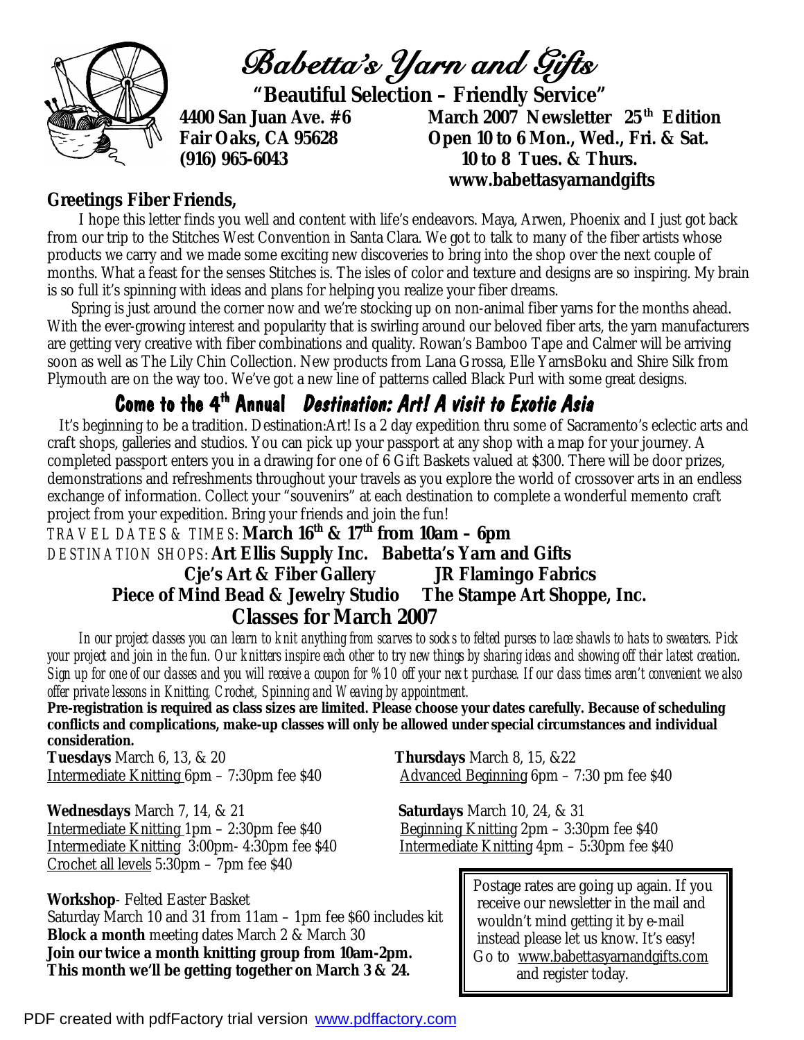# Babetta's Yarn and Gifts

**"Beautiful Selection – Friendly Service"**

**4400 San Juan Ave. #6**
**Fair Oaks, CA 95628**
**(916) 965-6043**

**March 2007 Newsletter 25th Edition**
**Open 10 to 6 Mon., Wed., Fri. & Sat.**
**10 to 8 Tues. & Thurs.**
**www.babettasyarnandgifts**

**Greetings Fiber Friends,**

I hope this letter finds you well and content with life's endeavors. Maya, Arwen, Phoenix and I just got back from our trip to the Stitches West Convention in Santa Clara. We got to talk to many of the fiber artists whose products we carry and we made some exciting new discoveries to bring into the shop over the next couple of months. What a feast for the senses Stitches is. The isles of color and texture and designs are so inspiring. My brain is so full it's spinning with ideas and plans for helping you realize your fiber dreams.

Spring is just around the corner now and we're stocking up on non-animal fiber yarns for the months ahead. With the ever-growing interest and popularity that is swirling around our beloved fiber arts, the yarn manufacturers are getting very creative with fiber combinations and quality. Rowan's Bamboo Tape and Calmer will be arriving soon as well as The Lily Chin Collection. New products from Lana Grossa, Elle YarnsBoku and Shire Silk from Plymouth are on the way too. We've got a new line of patterns called Black Purl with some great designs.

## Come to the 4th Annual *Destination: Art! A visit to Exotic Asia*

It's beginning to be a tradition. Destination:Art! Is a 2 day expedition thru some of Sacramento's eclectic arts and craft shops, galleries and studios. You can pick up your passport at any shop with a map for your journey. A completed passport enters you in a drawing for one of 6 Gift Baskets valued at $300. There will be door prizes, demonstrations and refreshments throughout your travels as you explore the world of crossover arts in an endless exchange of information. Collect your "souvenirs" at each destination to complete a wonderful memento craft project from your expedition. Bring your friends and join the fun!

TRAVEL DATES & TIMES: **March 16th & 17th from 10am – 6pm**

DESTINATION SHOPS: **Art Ellis Supply Inc.   Babetta's Yarn and Gifts**
**Cje's Art & Fiber Gallery   JR Flamingo Fabrics**
**Piece of Mind Bead & Jewelry Studio   The Stampe Art Shoppe, Inc.**

## Classes for March 2007

*In our project classes you can learn to knit anything from scarves to socks to felted purses to lace shawls to hats to sweaters. Pick your project and join in the fun. Our knitters inspire each other to try new things by sharing ideas and showing off their latest creation. Sign up for one of our classes and you will receive a coupon for %10 off your next purchase. If our class times aren't convenient we also offer private lessons in Knitting, Crochet, Spinning and Weaving by appointment.*

**Pre-registration is required as class sizes are limited. Please choose your dates carefully. Because of scheduling conflicts and complications, make-up classes will only be allowed under special circumstances and individual consideration.**

**Tuesdays** March 6, 13, & 20
Intermediate Knitting 6pm – 7:30pm fee $40

**Thursdays** March 8, 15, &22
Advanced Beginning 6pm – 7:30 pm fee $40

**Wednesdays** March 7, 14, & 21
Intermediate Knitting 1pm – 2:30pm fee $40
Intermediate Knitting 3:00pm- 4:30pm fee $40
Crochet all levels 5:30pm – 7pm fee $40

**Saturdays** March 10, 24, & 31
Beginning Knitting 2pm – 3:30pm fee $40
Intermediate Knitting 4pm – 5:30pm fee $40

**Workshop**- Felted Easter Basket
Saturday March 10 and 31 from 11am – 1pm fee $60 includes kit
**Block a month** meeting dates March 2 & March 30
**Join our twice a month knitting group from 10am-2pm.**
**This month we'll be getting together on March 3 & 24.**

Postage rates are going up again. If you receive our newsletter in the mail and wouldn't mind getting it by e-mail instead please let us know. It's easy! Go to www.babettasyarnandgifts.com and register today.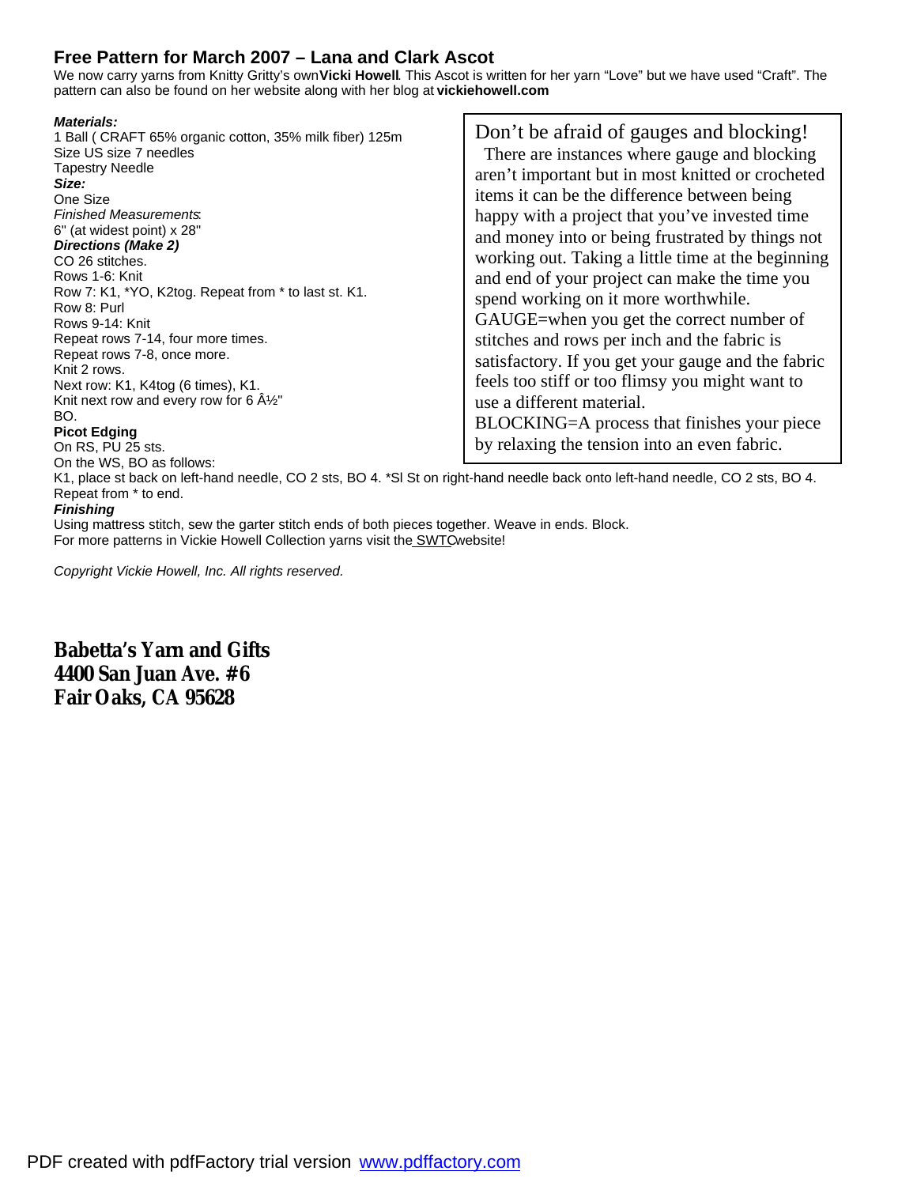## Free Pattern for March 2007 – Lana and Clark Ascot

We now carry yarns from Knitty Gritty's own **Vicki Howell**. This Ascot is written for her yarn "Love" but we have used "Craft". The pattern can also be found on her website along with her blog at **vickiehowell.com**

***Materials:***
1 Ball ( CRAFT 65% organic cotton, 35% milk fiber) 125m
Size US size 7 needles
Tapestry Needle

***Size:***
One Size

*Finished Measurements*:
6" (at widest point) x 28"

***Directions (Make 2)***
CO 26 stitches.
Rows 1-6: Knit
Row 7: K1, *YO, K2tog. Repeat from * to last st. K1.
Row 8: Purl
Rows 9-14: Knit
Repeat rows 7-14, four more times.
Repeat rows 7-8, once more.
Knit 2 rows.
Next row: K1, K4tog (6 times), K1.
Knit next row and every row for 6 Â½"
BO.

**Picot Edging**
On RS, PU 25 sts.
On the WS, BO as follows:
K1, place st back on left-hand needle, CO 2 sts, BO 4. *Sl St on right-hand needle back onto left-hand needle, CO 2 sts, BO 4. Repeat from * to end.

***Finishing***
Using mattress stitch, sew the garter stitch ends of both pieces together. Weave in ends. Block.
For more patterns in Vickie Howell Collection yarns visit the SWTC website!

*Copyright Vickie Howell, Inc. All rights reserved.*

Don't be afraid of gauges and blocking!
There are instances where gauge and blocking aren't important but in most knitted or crocheted items it can be the difference between being happy with a project that you've invested time and money into or being frustrated by things not working out. Taking a little time at the beginning and end of your project can make the time you spend working on it more worthwhile.
GAUGE=when you get the correct number of stitches and rows per inch and the fabric is satisfactory. If you get your gauge and the fabric feels too stiff or too flimsy you might want to use a different material.
BLOCKING=A process that finishes your piece by relaxing the tension into an even fabric.

**Babetta's Yarn and Gifts**
**4400 San Juan Ave. #6**
**Fair Oaks, CA 95628**

PDF created with pdfFactory trial version www.pdffactory.com